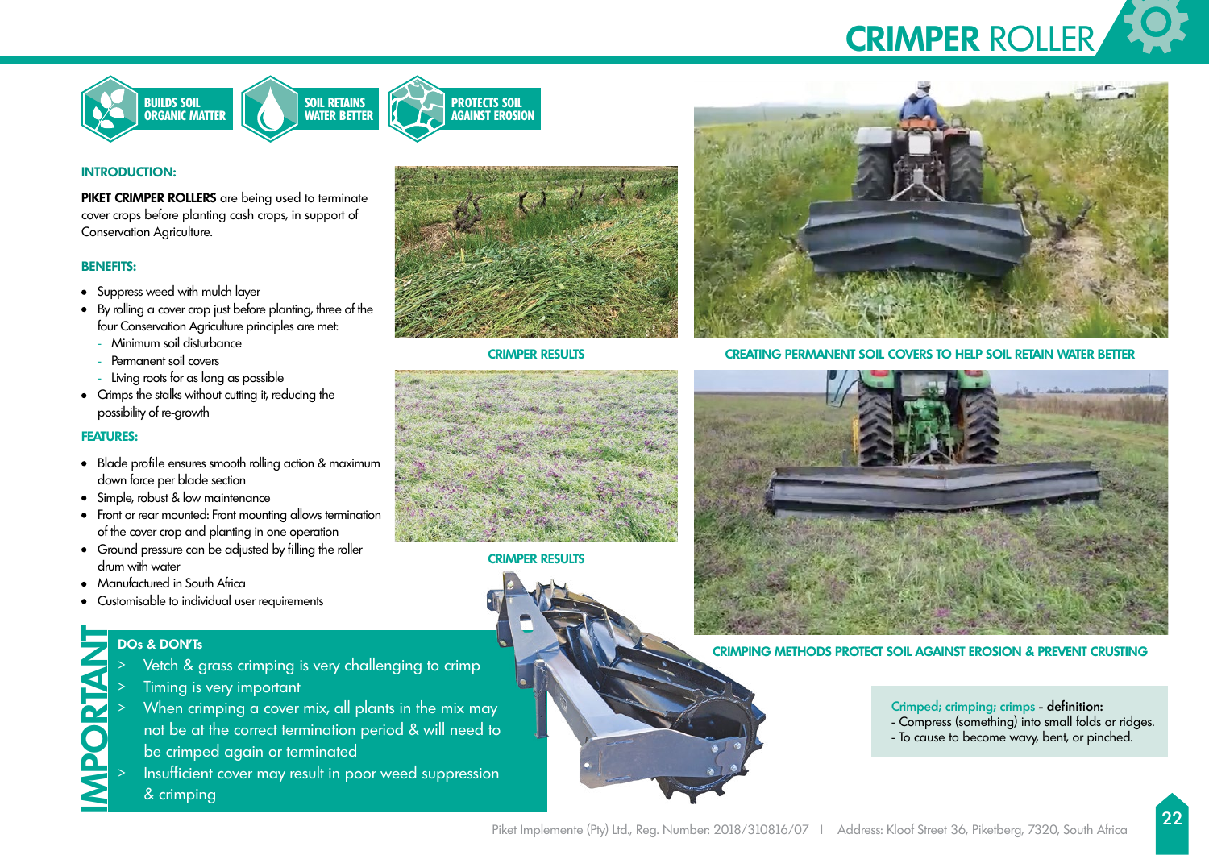# CRIMPER ROLLER

**BUILDS SOIL ORGANIC MATTER** | **SOIL RETAINS WATER BETTER** | **PROTECTS SOIL AGAINST EROSION**

### INTRODUCTION:

**PIKET CRIMPER ROLLERS** are being used to terminate cover crops before planting cash crops, in support of Conservation Agriculture.

### BENEFITS:

- Suppress weed with mulch layer
- By rolling a cover crop just before planting, three of the four Conservation Agriculture principles are met:
  - Minimum soil disturbance
  - Permanent soil covers
  - Living roots for as long as possible
- Crimps the stalks without cutting it, reducing the possibility of re-growth

### FEATURES:

- Blade profile ensures smooth rolling action & maximum down force per blade section
- Simple, robust & low maintenance
- Front or rear mounted: Front mounting allows termination of the cover crop and planting in one operation
- Ground pressure can be adjusted by filling the roller drum with water
- Manufactured in South Africa
- Customisable to individual user requirements

CRIMPER RESULTS

CRIMPER RESULTS

CREATING PERMANENT SOIL COVERS TO HELP SOIL RETAIN WATER BETTER

CRIMPING METHODS PROTECT SOIL AGAINST EROSION & PREVENT CRUSTING

## IMPORTANT

### DOs & DON'Ts

> Vetch & grass crimping is very challenging to crimp
> Timing is very important
> When crimping a cover mix, all plants in the mix may not be at the correct termination period & will need to be crimped again or terminated
> Insufficient cover may result in poor weed suppression & crimping

Crimped; crimping; crimps - **definition:**
- Compress (something) into small folds or ridges.
- To cause to become wavy, bent, or pinched.

Piket Implemente (Pty) Ltd., Reg. Number: 2018/310816/07 | Address: Kloof Street 36, Piketberg, 7320, South Africa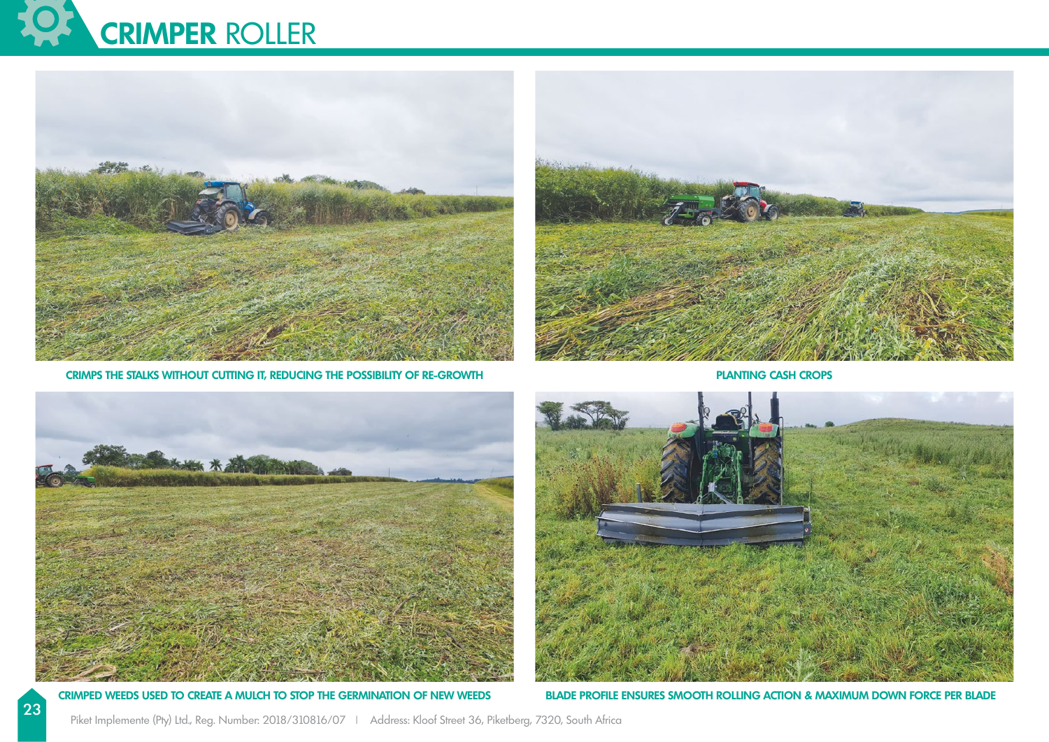# CRIMPER ROLLER

CRIMPS THE STALKS WITHOUT CUTTING IT, REDUCING THE POSSIBILITY OF RE-GROWTH

PLANTING CASH CROPS

CRIMPED WEEDS USED TO CREATE A MULCH TO STOP THE GERMINATION OF NEW WEEDS

BLADE PROFILE ENSURES SMOOTH ROLLING ACTION & MAXIMUM DOWN FORCE PER BLADE